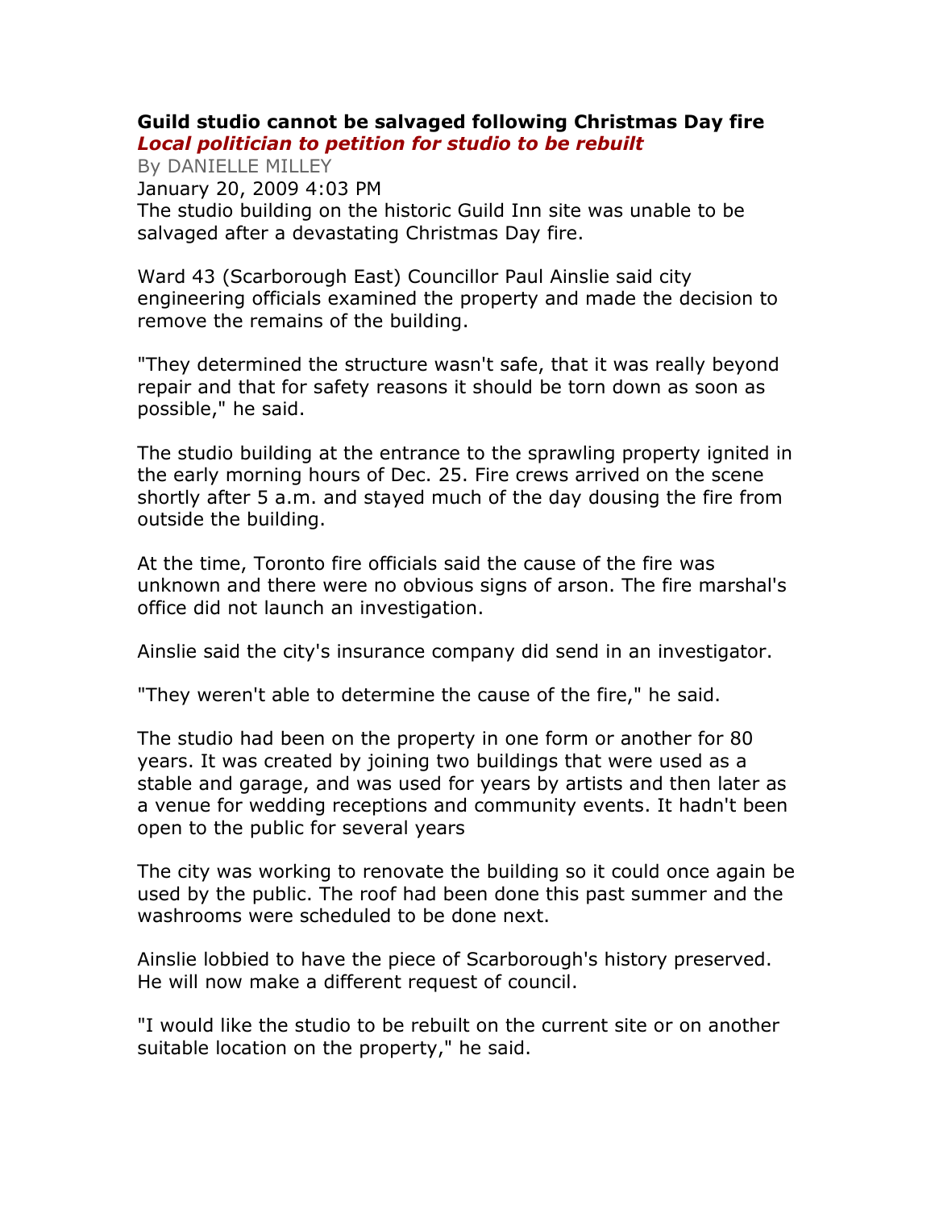# Guild studio cannot be salvaged following Christmas Day fire

***Local politician to petition for studio to be rebuilt***

By DANIELLE MILLEY

January 20, 2009 4:03 PM

The studio building on the historic Guild Inn site was unable to be salvaged after a devastating Christmas Day fire.

Ward 43 (Scarborough East) Councillor Paul Ainslie said city engineering officials examined the property and made the decision to remove the remains of the building.

"They determined the structure wasn't safe, that it was really beyond repair and that for safety reasons it should be torn down as soon as possible," he said.

The studio building at the entrance to the sprawling property ignited in the early morning hours of Dec. 25. Fire crews arrived on the scene shortly after 5 a.m. and stayed much of the day dousing the fire from outside the building.

At the time, Toronto fire officials said the cause of the fire was unknown and there were no obvious signs of arson. The fire marshal's office did not launch an investigation.

Ainslie said the city's insurance company did send in an investigator.

"They weren't able to determine the cause of the fire," he said.

The studio had been on the property in one form or another for 80 years. It was created by joining two buildings that were used as a stable and garage, and was used for years by artists and then later as a venue for wedding receptions and community events. It hadn't been open to the public for several years

The city was working to renovate the building so it could once again be used by the public. The roof had been done this past summer and the washrooms were scheduled to be done next.

Ainslie lobbied to have the piece of Scarborough's history preserved. He will now make a different request of council.

"I would like the studio to be rebuilt on the current site or on another suitable location on the property," he said.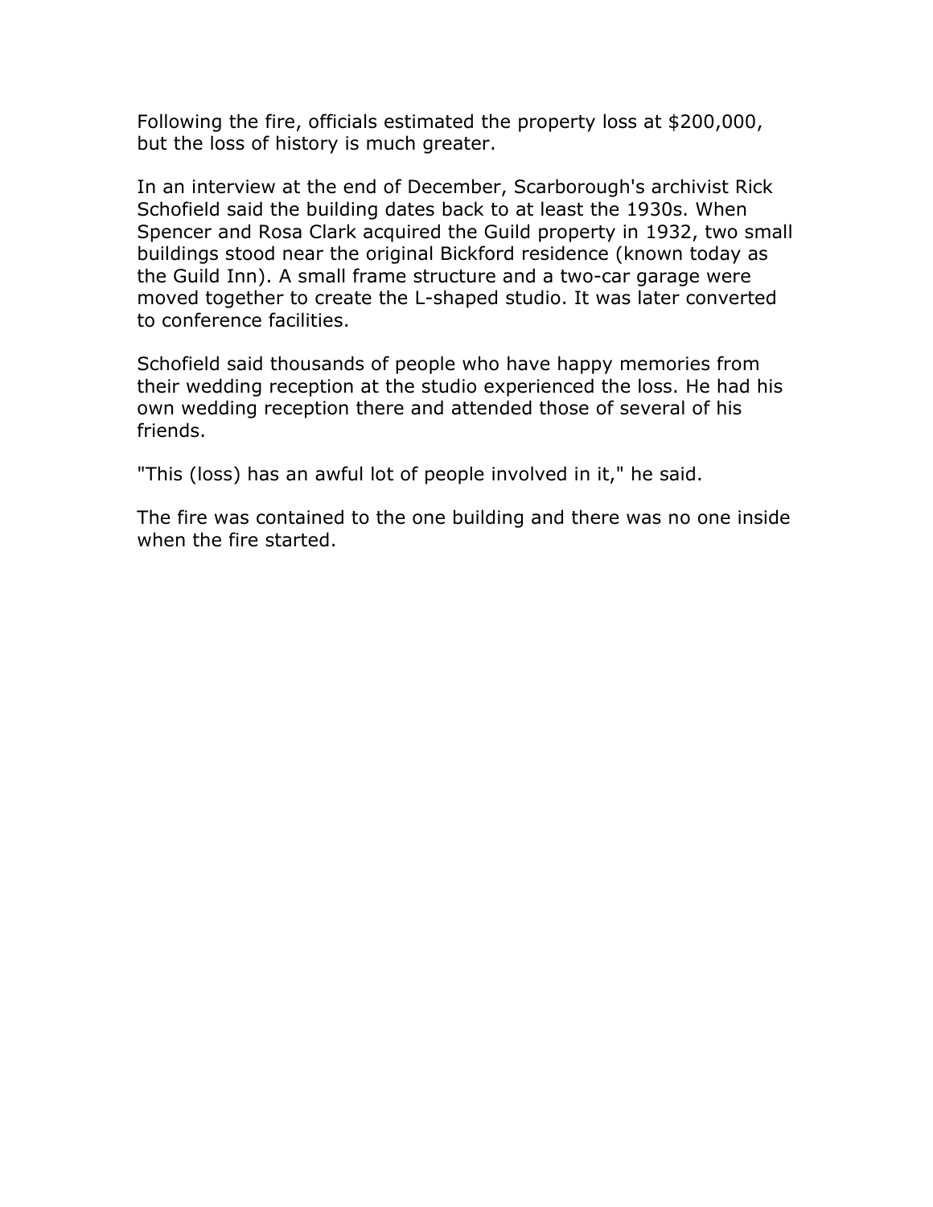Following the fire, officials estimated the property loss at $200,000, but the loss of history is much greater.

In an interview at the end of December, Scarborough's archivist Rick Schofield said the building dates back to at least the 1930s. When Spencer and Rosa Clark acquired the Guild property in 1932, two small buildings stood near the original Bickford residence (known today as the Guild Inn). A small frame structure and a two-car garage were moved together to create the L-shaped studio. It was later converted to conference facilities.

Schofield said thousands of people who have happy memories from their wedding reception at the studio experienced the loss. He had his own wedding reception there and attended those of several of his friends.

"This (loss) has an awful lot of people involved in it," he said.

The fire was contained to the one building and there was no one inside when the fire started.